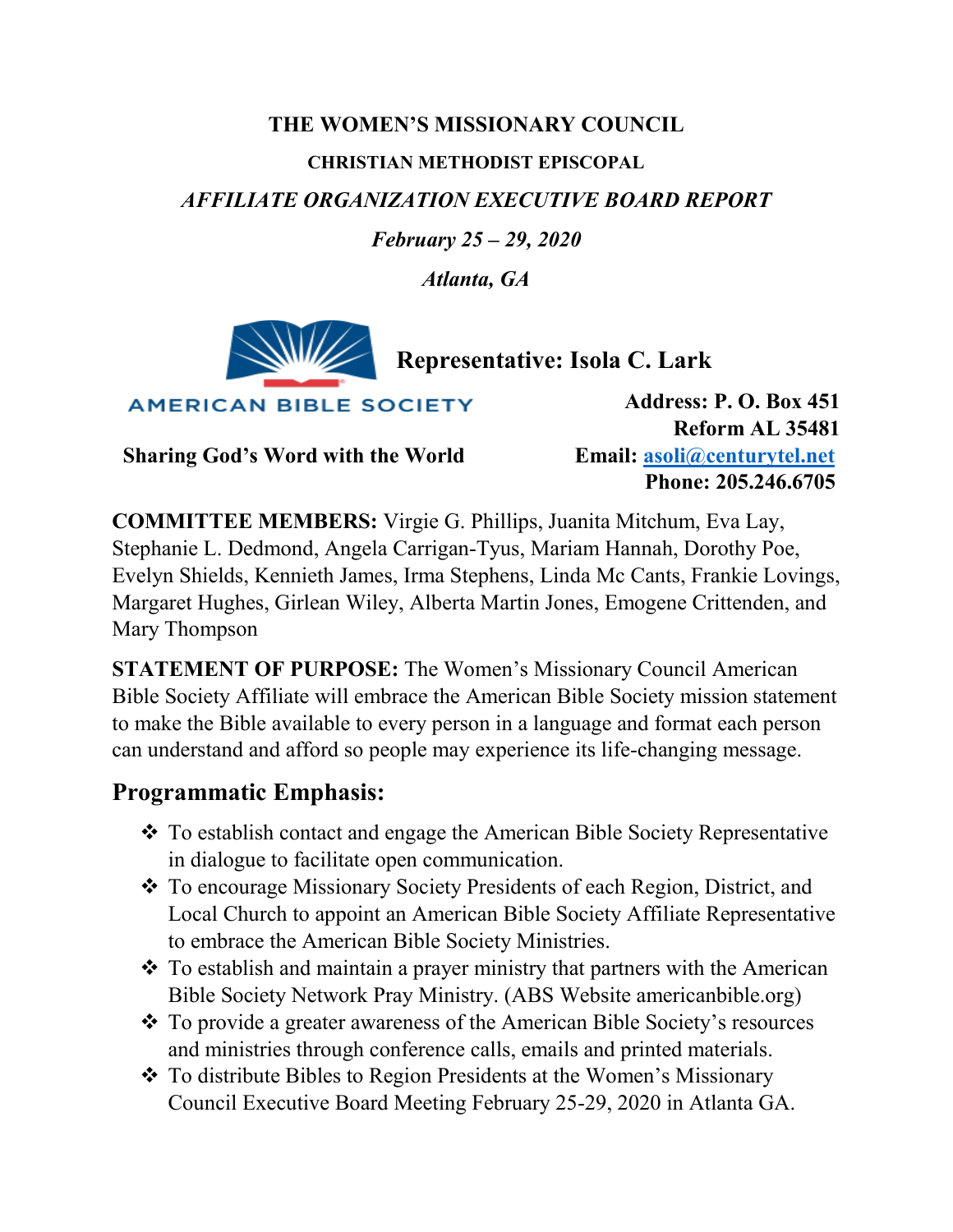**THE WOMEN'S MISSIONARY COUNCIL**

**CHRISTIAN METHODIST EPISCOPAL**

***AFFILIATE ORGANIZATION EXECUTIVE BOARD REPORT***

***February 25 – 29, 2020***

***Atlanta, GA***

AMERICAN BIBLE SOCIETY

**Sharing God's Word with the World**

**Representative: Isola C. Lark**

**Address: P. O. Box 451**
**Reform AL 35481**
**Email: asoli@centurytel.net**
**Phone: 205.246.6705**

**COMMITTEE MEMBERS:** Virgie G. Phillips, Juanita Mitchum, Eva Lay, Stephanie L. Dedmond, Angela Carrigan-Tyus, Mariam Hannah, Dorothy Poe, Evelyn Shields, Kennieth James, Irma Stephens, Linda Mc Cants, Frankie Lovings, Margaret Hughes, Girlean Wiley, Alberta Martin Jones, Emogene Crittenden, and Mary Thompson

**STATEMENT OF PURPOSE:** The Women's Missionary Council American Bible Society Affiliate will embrace the American Bible Society mission statement to make the Bible available to every person in a language and format each person can understand and afford so people may experience its life-changing message.

## Programmatic Emphasis:

- To establish contact and engage the American Bible Society Representative in dialogue to facilitate open communication.
- To encourage Missionary Society Presidents of each Region, District, and Local Church to appoint an American Bible Society Affiliate Representative to embrace the American Bible Society Ministries.
- To establish and maintain a prayer ministry that partners with the American Bible Society Network Pray Ministry. (ABS Website americanbible.org)
- To provide a greater awareness of the American Bible Society's resources and ministries through conference calls, emails and printed materials.
- To distribute Bibles to Region Presidents at the Women's Missionary Council Executive Board Meeting February 25-29, 2020 in Atlanta GA.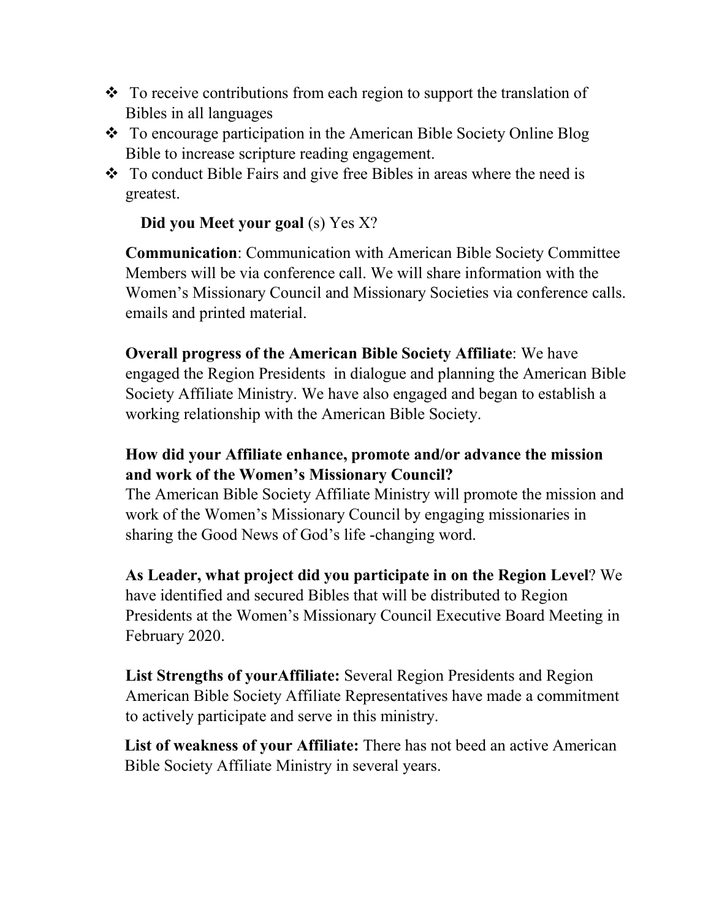- To receive contributions from each region to support the translation of Bibles in all languages
- To encourage participation in the American Bible Society Online Blog Bible to increase scripture reading engagement.
- To conduct Bible Fairs and give free Bibles in areas where the need is greatest.

**Did you Meet your goal** (s) Yes X?

**Communication**: Communication with American Bible Society Committee Members will be via conference call. We will share information with the Women's Missionary Council and Missionary Societies via conference calls. emails and printed material.

**Overall progress of the American Bible Society Affiliate**: We have engaged the Region Presidents in dialogue and planning the American Bible Society Affiliate Ministry. We have also engaged and began to establish a working relationship with the American Bible Society.

**How did your Affiliate enhance, promote and/or advance the mission and work of the Women's Missionary Council?**
The American Bible Society Affiliate Ministry will promote the mission and work of the Women's Missionary Council by engaging missionaries in sharing the Good News of God's life -changing word.

**As Leader, what project did you participate in on the Region Level**? We have identified and secured Bibles that will be distributed to Region Presidents at the Women's Missionary Council Executive Board Meeting in February 2020.

**List Strengths of yourAffiliate:** Several Region Presidents and Region American Bible Society Affiliate Representatives have made a commitment to actively participate and serve in this ministry.

**List of weakness of your Affiliate:** There has not beed an active American Bible Society Affiliate Ministry in several years.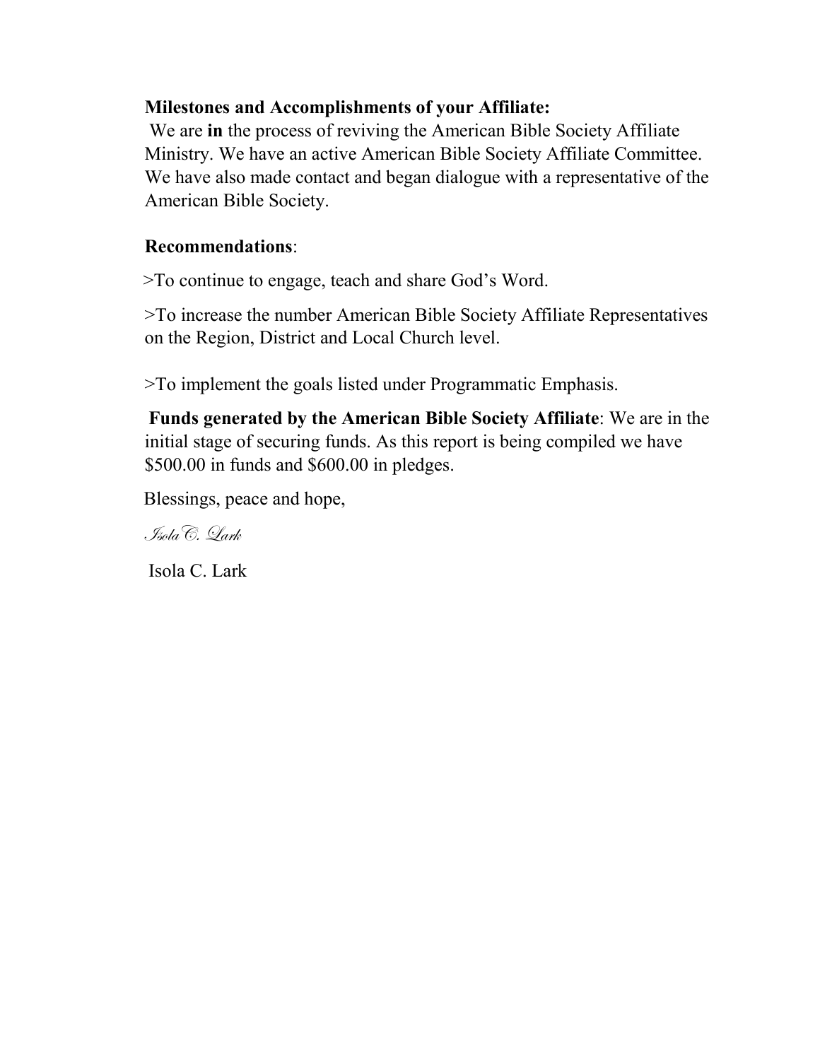**Milestones and Accomplishments of your Affiliate:**
We are **in** the process of reviving the American Bible Society Affiliate Ministry. We have an active American Bible Society Affiliate Committee. We have also made contact and began dialogue with a representative of the American Bible Society.

**Recommendations**:

>To continue to engage, teach and share God's Word.

>To increase the number American Bible Society Affiliate Representatives on the Region, District and Local Church level.

>To implement the goals listed under Programmatic Emphasis.

**Funds generated by the American Bible Society Affiliate**: We are in the initial stage of securing funds. As this report is being compiled we have $500.00 in funds and $600.00 in pledges.

Blessings, peace and hope,

*Isola C. Lark*

Isola C. Lark